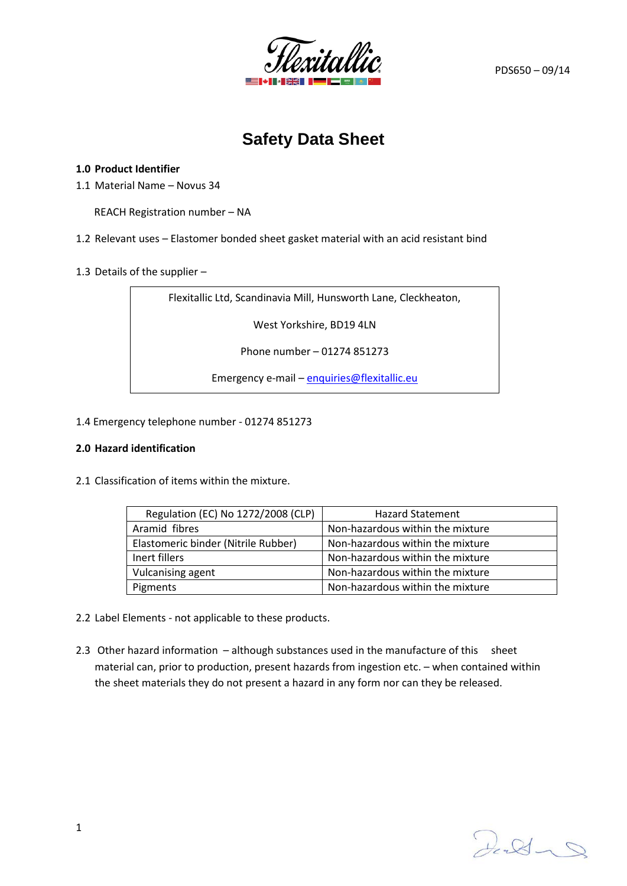PDS650 – 09/14

# Safety Data Sheet

**1.0 Product Identifier**

1.1 Material Name – Novus 34

REACH Registration number – NA

1.2 Relevant uses – Elastomer bonded sheet gasket material with an acid resistant bind

1.3 Details of the supplier –

> Flexitallic Ltd, Scandinavia Mill, Hunsworth Lane, Cleckheaton,
>
> West Yorkshire, BD19 4LN
>
> Phone number – 01274 851273
>
> Emergency e-mail – enquiries@flexitallic.eu

1.4 Emergency telephone number - 01274 851273

**2.0 Hazard identification**

2.1 Classification of items within the mixture.

| Regulation (EC) No 1272/2008 (CLP) | Hazard Statement |
|---|---|
| Aramid fibres | Non-hazardous within the mixture |
| Elastomeric binder (Nitrile Rubber) | Non-hazardous within the mixture |
| Inert fillers | Non-hazardous within the mixture |
| Vulcanising agent | Non-hazardous within the mixture |
| Pigments | Non-hazardous within the mixture |

2.2 Label Elements - not applicable to these products.

2.3 Other hazard information – although substances used in the manufacture of this sheet material can, prior to production, present hazards from ingestion etc. – when contained within the sheet materials they do not present a hazard in any form nor can they be released.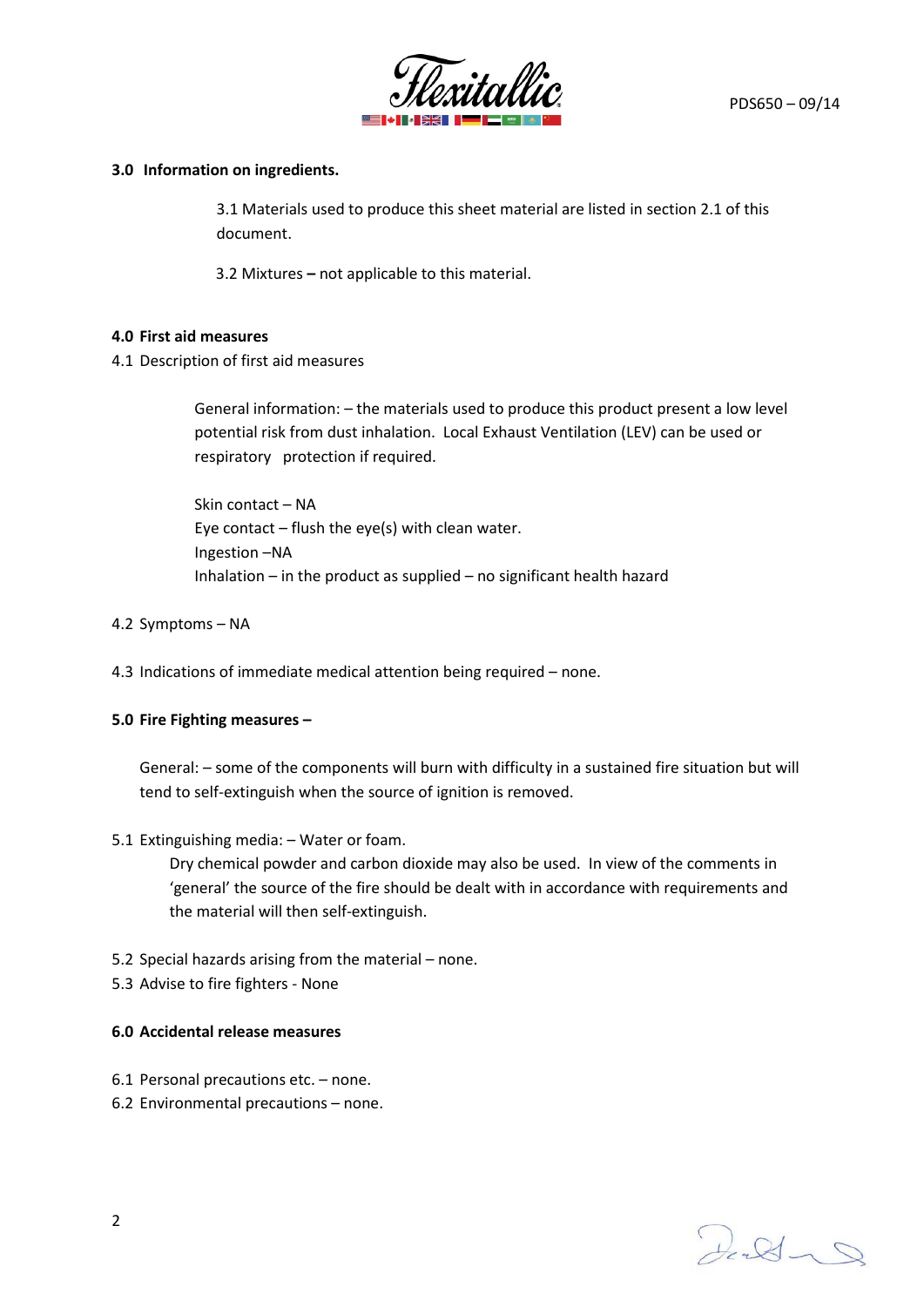## 3.0 Information on ingredients.

3.1 Materials used to produce this sheet material are listed in section 2.1 of this document.

3.2 Mixtures **–** not applicable to this material.

## 4.0 First aid measures

4.1 Description of first aid measures

General information: – the materials used to produce this product present a low level potential risk from dust inhalation. Local Exhaust Ventilation (LEV) can be used or respiratory protection if required.

Skin contact – NA
Eye contact – flush the eye(s) with clean water.
Ingestion –NA
Inhalation – in the product as supplied – no significant health hazard

4.2 Symptoms – NA

4.3 Indications of immediate medical attention being required – none.

## 5.0 Fire Fighting measures –

General: – some of the components will burn with difficulty in a sustained fire situation but will tend to self-extinguish when the source of ignition is removed.

5.1 Extinguishing media: – Water or foam.
Dry chemical powder and carbon dioxide may also be used. In view of the comments in 'general' the source of the fire should be dealt with in accordance with requirements and the material will then self-extinguish.

5.2 Special hazards arising from the material – none.
5.3 Advise to fire fighters - None

## 6.0 Accidental release measures

6.1 Personal precautions etc. – none.
6.2 Environmental precautions – none.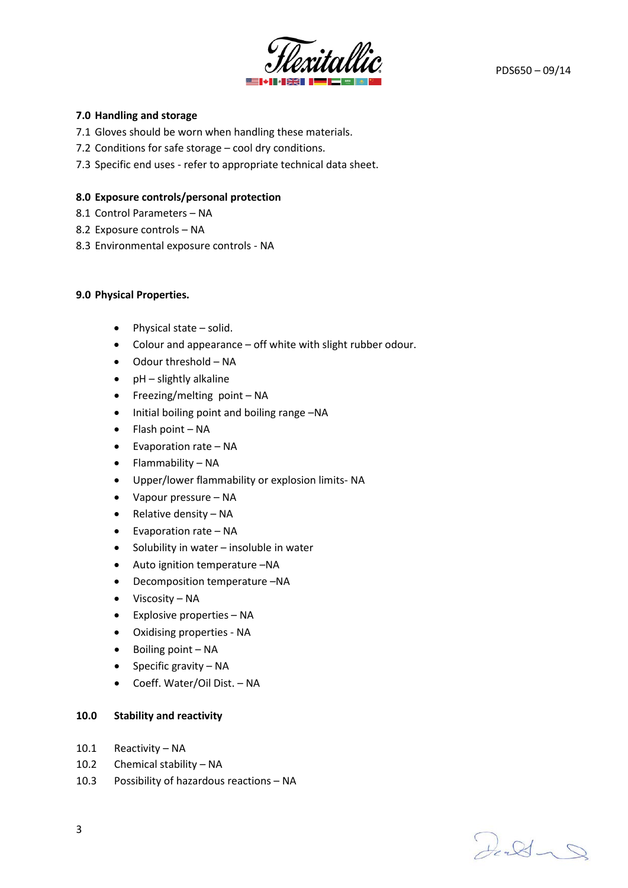## 7.0 Handling and storage

7.1 Gloves should be worn when handling these materials.

7.2 Conditions for safe storage – cool dry conditions.

7.3 Specific end uses - refer to appropriate technical data sheet.

## 8.0 Exposure controls/personal protection

8.1 Control Parameters – NA

8.2 Exposure controls – NA

8.3 Environmental exposure controls - NA

## 9.0 Physical Properties.

- Physical state – solid.
- Colour and appearance – off white with slight rubber odour.
- Odour threshold – NA
- pH – slightly alkaline
- Freezing/melting point – NA
- Initial boiling point and boiling range –NA
- Flash point – NA
- Evaporation rate – NA
- Flammability – NA
- Upper/lower flammability or explosion limits- NA
- Vapour pressure – NA
- Relative density – NA
- Evaporation rate – NA
- Solubility in water – insoluble in water
- Auto ignition temperature –NA
- Decomposition temperature –NA
- Viscosity – NA
- Explosive properties – NA
- Oxidising properties - NA
- Boiling point – NA
- Specific gravity – NA
- Coeff. Water/Oil Dist. – NA

## 10.0 Stability and reactivity

10.1 Reactivity – NA

10.2 Chemical stability – NA

10.3 Possibility of hazardous reactions – NA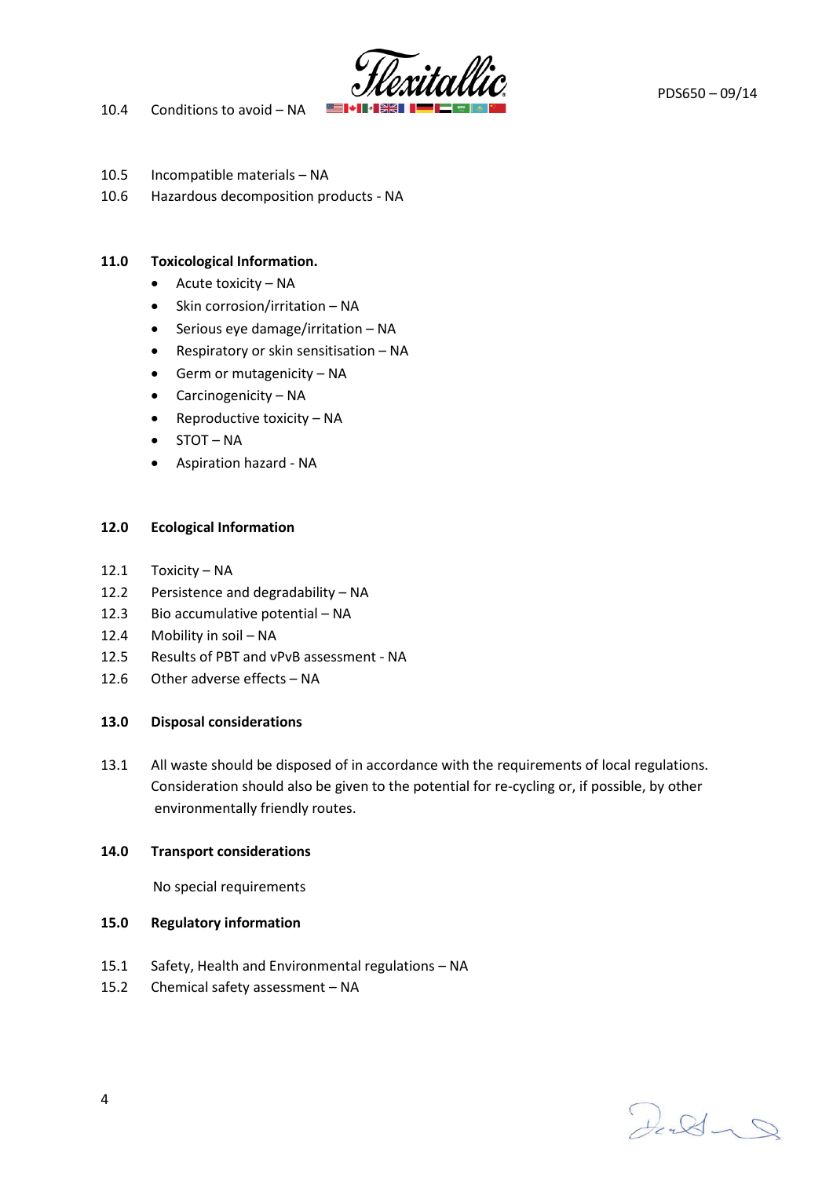10.4 Conditions to avoid – NA

10.5 Incompatible materials – NA

10.6 Hazardous decomposition products - NA

## 11.0 Toxicological Information.

- Acute toxicity – NA
- Skin corrosion/irritation – NA
- Serious eye damage/irritation – NA
- Respiratory or skin sensitisation – NA
- Germ or mutagenicity – NA
- Carcinogenicity – NA
- Reproductive toxicity – NA
- STOT – NA
- Aspiration hazard - NA

## 12.0 Ecological Information

12.1 Toxicity – NA

12.2 Persistence and degradability – NA

12.3 Bio accumulative potential – NA

12.4 Mobility in soil – NA

12.5 Results of PBT and vPvB assessment - NA

12.6 Other adverse effects – NA

## 13.0 Disposal considerations

13.1 All waste should be disposed of in accordance with the requirements of local regulations. Consideration should also be given to the potential for re-cycling or, if possible, by other environmentally friendly routes.

## 14.0 Transport considerations

No special requirements

## 15.0 Regulatory information

15.1 Safety, Health and Environmental regulations – NA

15.2 Chemical safety assessment – NA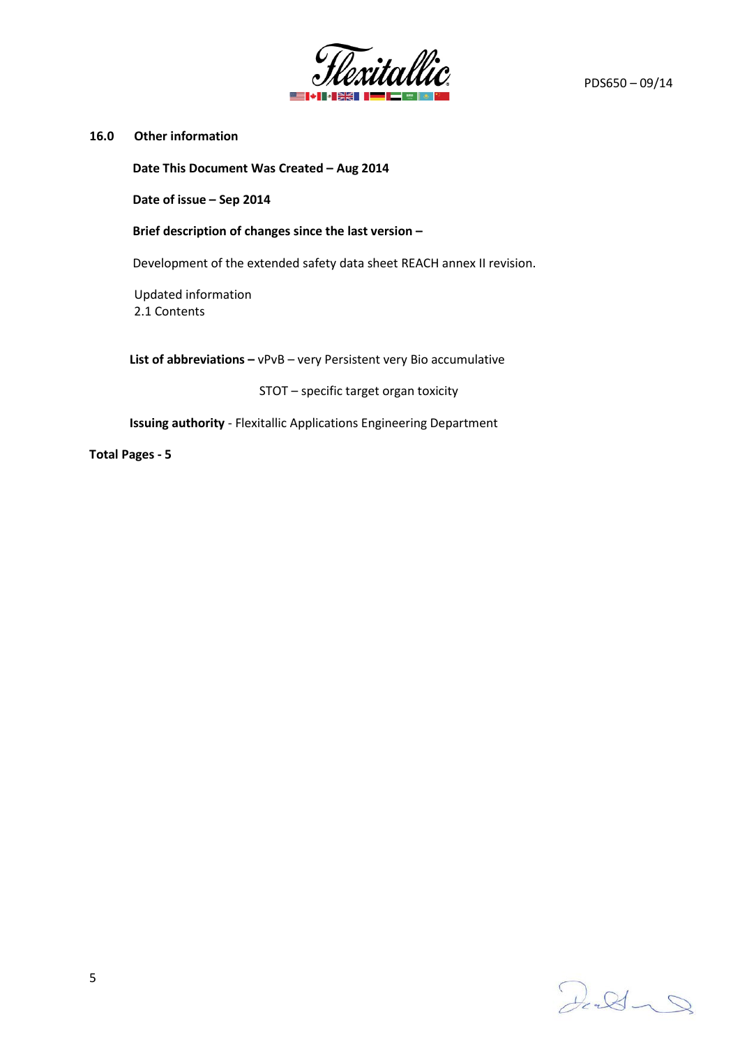## 16.0 Other information

**Date This Document Was Created – Aug 2014**

**Date of issue – Sep 2014**

**Brief description of changes since the last version –**

Development of the extended safety data sheet REACH annex II revision.

Updated information
2.1 Contents

**List of abbreviations –** vPvB – very Persistent very Bio accumulative

STOT – specific target organ toxicity

**Issuing authority** - Flexitallic Applications Engineering Department

**Total Pages - 5**